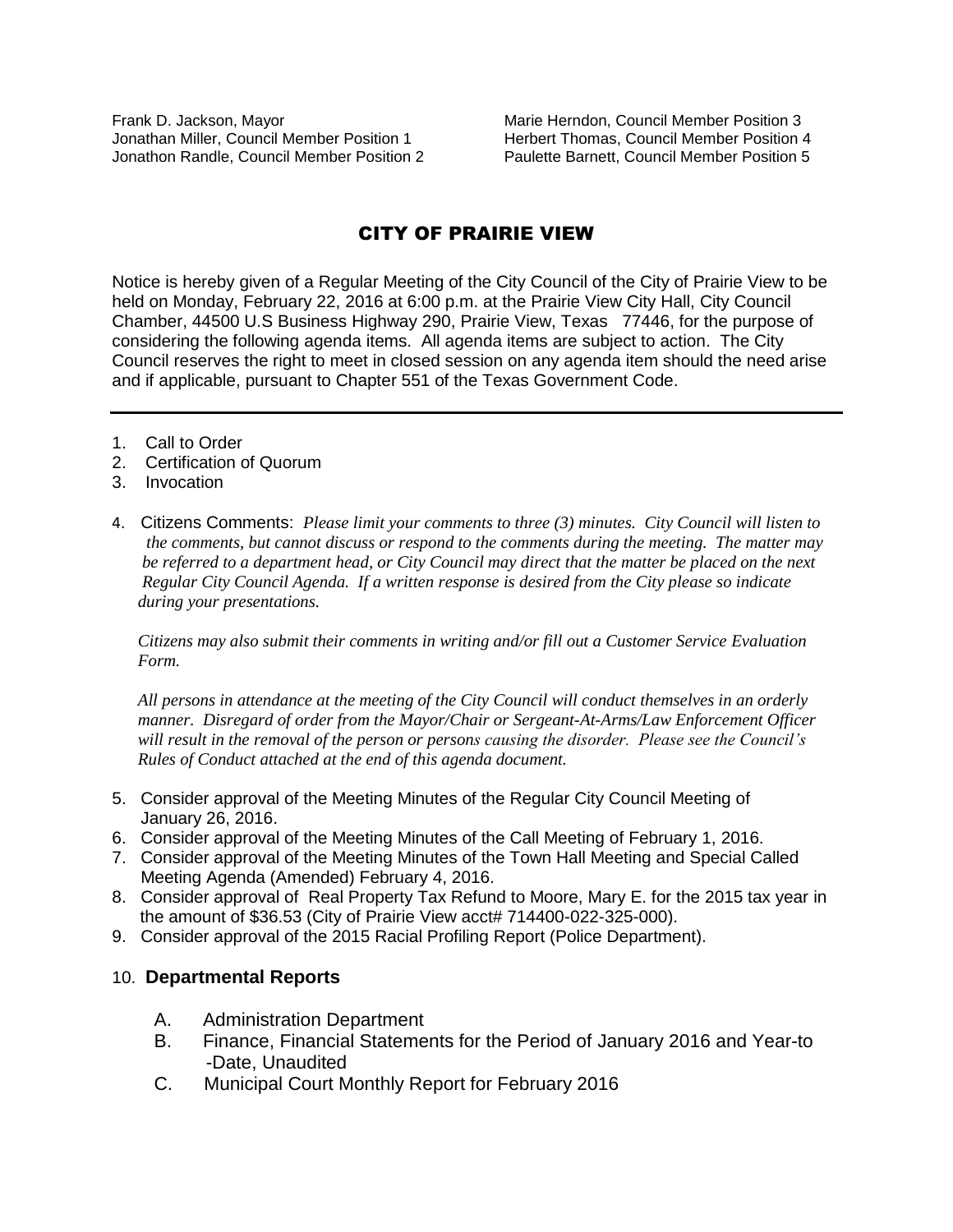Frank D. Jackson, Mayor
Jonathan Miller, Council Member Position 1
Jonathon Randle, Council Member Position 2
Marie Herndon, Council Member Position 3
Herbert Thomas, Council Member Position 4
Paulette Barnett, Council Member Position 5

# CITY OF PRAIRIE VIEW

Notice is hereby given of a Regular Meeting of the City Council of the City of Prairie View to be held on Monday, February 22, 2016 at 6:00 p.m. at the Prairie View City Hall, City Council Chamber, 44500 U.S Business Highway 290, Prairie View, Texas 77446, for the purpose of considering the following agenda items. All agenda items are subject to action. The City Council reserves the right to meet in closed session on any agenda item should the need arise and if applicable, pursuant to Chapter 551 of the Texas Government Code.

---

1. Call to Order
2. Certification of Quorum
3. Invocation
4. Citizens Comments: *Please limit your comments to three (3) minutes. City Council will listen to the comments, but cannot discuss or respond to the comments during the meeting. The matter may be referred to a department head, or City Council may direct that the matter be placed on the next Regular City Council Agenda. If a written response is desired from the City please so indicate during your presentations.*

   *Citizens may also submit their comments in writing and/or fill out a Customer Service Evaluation Form.*

   *All persons in attendance at the meeting of the City Council will conduct themselves in an orderly manner. Disregard of order from the Mayor/Chair or Sergeant-At-Arms/Law Enforcement Officer will result in the removal of the person or persons causing the disorder. Please see the Council's Rules of Conduct attached at the end of this agenda document.*

5. Consider approval of the Meeting Minutes of the Regular City Council Meeting of January 26, 2016.
6. Consider approval of the Meeting Minutes of the Call Meeting of February 1, 2016.
7. Consider approval of the Meeting Minutes of the Town Hall Meeting and Special Called Meeting Agenda (Amended) February 4, 2016.
8. Consider approval of Real Property Tax Refund to Moore, Mary E. for the 2015 tax year in the amount of $36.53 (City of Prairie View acct# 714400-022-325-000).
9. Consider approval of the 2015 Racial Profiling Report (Police Department).
10. **Departmental Reports**

    A. Administration Department
    B. Finance, Financial Statements for the Period of January 2016 and Year-to-Date, Unaudited
    C. Municipal Court Monthly Report for February 2016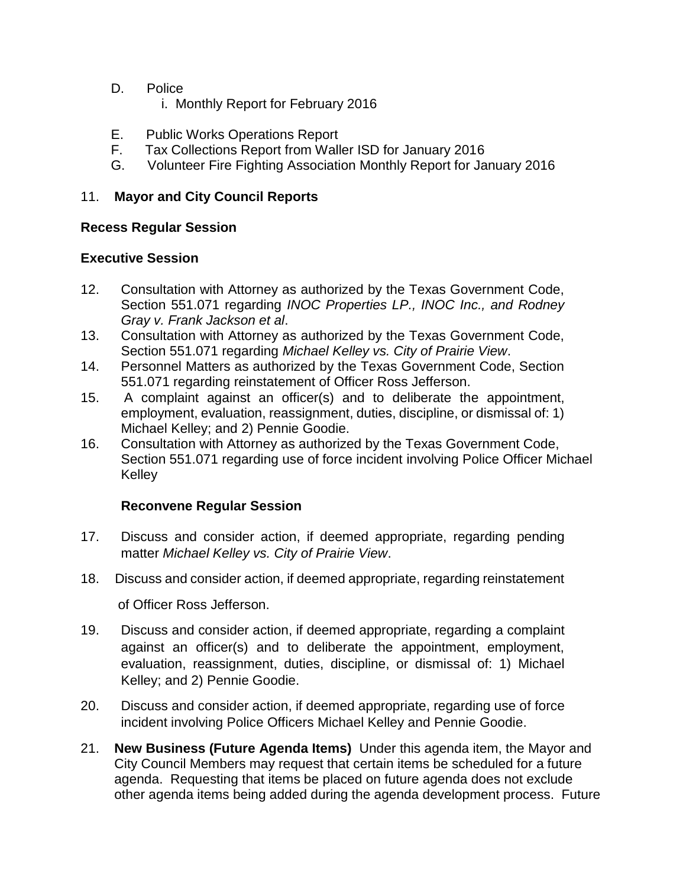D. Police
   i. Monthly Report for February 2016

E. Public Works Operations Report

F. Tax Collections Report from Waller ISD for January 2016

G. Volunteer Fire Fighting Association Monthly Report for January 2016

11. **Mayor and City Council Reports**

**Recess Regular Session**

**Executive Session**

12. Consultation with Attorney as authorized by the Texas Government Code, Section 551.071 regarding *INOC Properties LP., INOC Inc., and Rodney Gray v. Frank Jackson et al*.
13. Consultation with Attorney as authorized by the Texas Government Code, Section 551.071 regarding *Michael Kelley vs. City of Prairie View*.
14. Personnel Matters as authorized by the Texas Government Code, Section 551.071 regarding reinstatement of Officer Ross Jefferson.
15. A complaint against an officer(s) and to deliberate the appointment, employment, evaluation, reassignment, duties, discipline, or dismissal of: 1) Michael Kelley; and 2) Pennie Goodie.
16. Consultation with Attorney as authorized by the Texas Government Code, Section 551.071 regarding use of force incident involving Police Officer Michael Kelley

**Reconvene Regular Session**

17. Discuss and consider action, if deemed appropriate, regarding pending matter *Michael Kelley vs. City of Prairie View*.
18. Discuss and consider action, if deemed appropriate, regarding reinstatement of Officer Ross Jefferson.
19. Discuss and consider action, if deemed appropriate, regarding a complaint against an officer(s) and to deliberate the appointment, employment, evaluation, reassignment, duties, discipline, or dismissal of: 1) Michael Kelley; and 2) Pennie Goodie.
20. Discuss and consider action, if deemed appropriate, regarding use of force incident involving Police Officers Michael Kelley and Pennie Goodie.
21. **New Business (Future Agenda Items)** Under this agenda item, the Mayor and City Council Members may request that certain items be scheduled for a future agenda. Requesting that items be placed on future agenda does not exclude other agenda items being added during the agenda development process. Future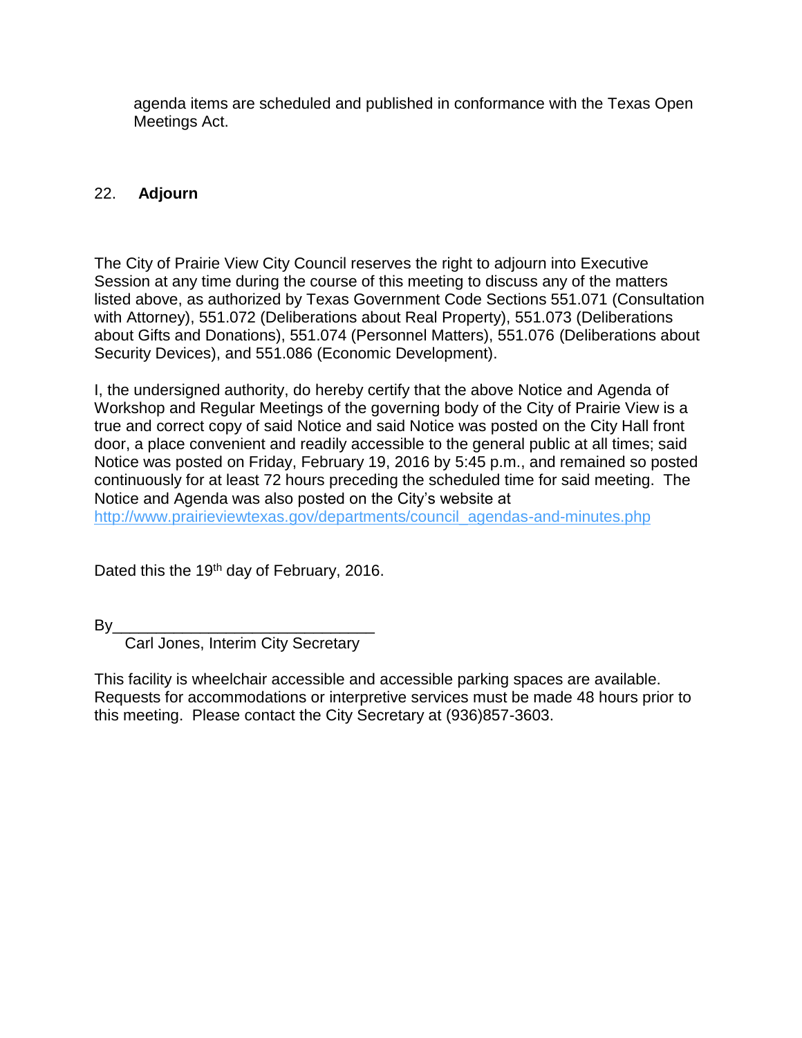agenda items are scheduled and published in conformance with the Texas Open Meetings Act.

22. **Adjourn**

The City of Prairie View City Council reserves the right to adjourn into Executive Session at any time during the course of this meeting to discuss any of the matters listed above, as authorized by Texas Government Code Sections 551.071 (Consultation with Attorney), 551.072 (Deliberations about Real Property), 551.073 (Deliberations about Gifts and Donations), 551.074 (Personnel Matters), 551.076 (Deliberations about Security Devices), and 551.086 (Economic Development).

I, the undersigned authority, do hereby certify that the above Notice and Agenda of Workshop and Regular Meetings of the governing body of the City of Prairie View is a true and correct copy of said Notice and said Notice was posted on the City Hall front door, a place convenient and readily accessible to the general public at all times; said Notice was posted on Friday, February 19, 2016 by 5:45 p.m., and remained so posted continuously for at least 72 hours preceding the scheduled time for said meeting. The Notice and Agenda was also posted on the City's website at http://www.prairieviewtexas.gov/departments/council_agendas-and-minutes.php

Dated this the 19th day of February, 2016.

By______________________________
Carl Jones, Interim City Secretary

This facility is wheelchair accessible and accessible parking spaces are available. Requests for accommodations or interpretive services must be made 48 hours prior to this meeting. Please contact the City Secretary at (936)857-3603.